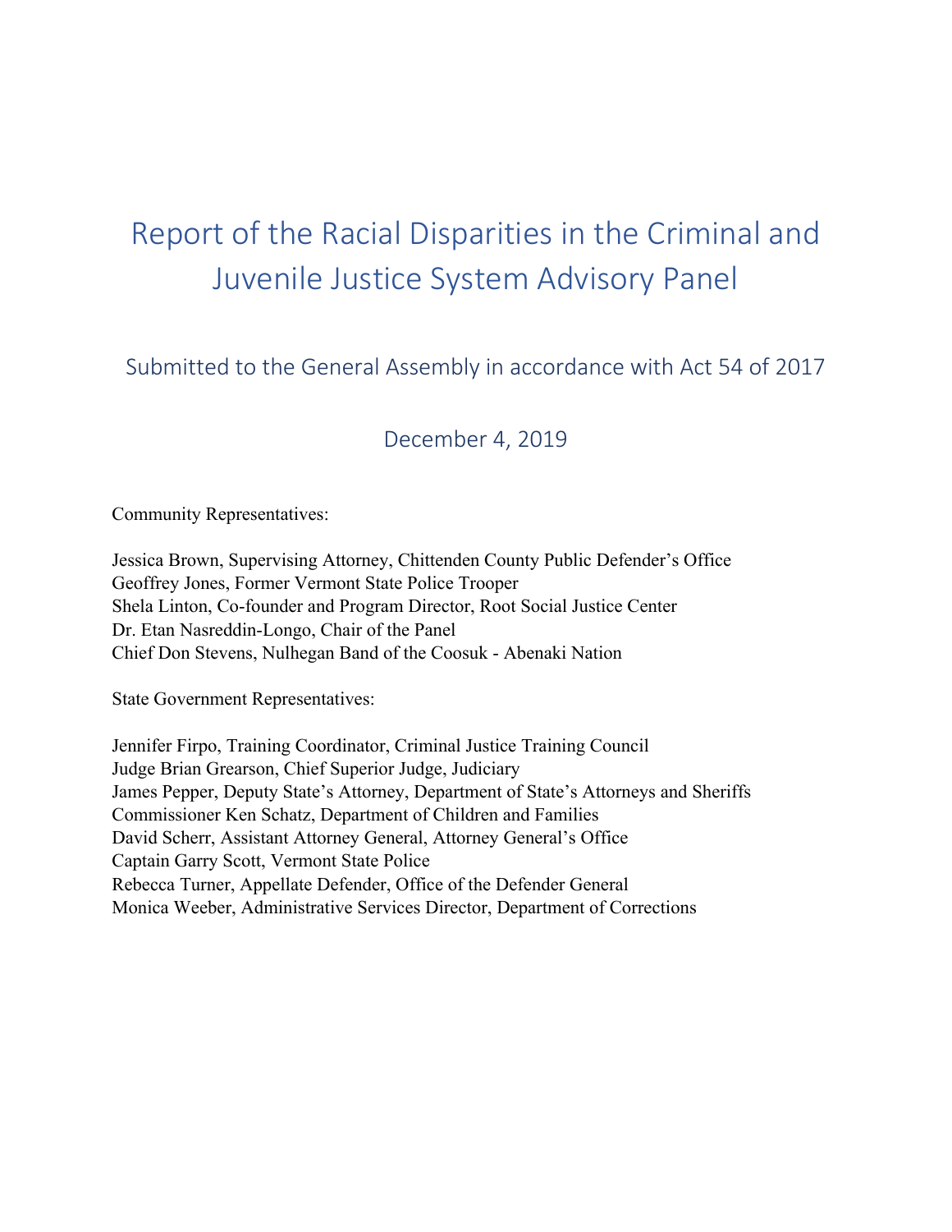# Report of the Racial Disparities in the Criminal and Juvenile Justice System Advisory Panel

## Submitted to the General Assembly in accordance with Act 54 of 2017

### December 4, 2019

Community Representatives:

Jessica Brown, Supervising Attorney, Chittenden County Public Defender's Office
Geoffrey Jones, Former Vermont State Police Trooper
Shela Linton, Co-founder and Program Director, Root Social Justice Center
Dr. Etan Nasreddin-Longo, Chair of the Panel
Chief Don Stevens, Nulhegan Band of the Coosuk - Abenaki Nation

State Government Representatives:

Jennifer Firpo, Training Coordinator, Criminal Justice Training Council
Judge Brian Grearson, Chief Superior Judge, Judiciary
James Pepper, Deputy State's Attorney, Department of State's Attorneys and Sheriffs
Commissioner Ken Schatz, Department of Children and Families
David Scherr, Assistant Attorney General, Attorney General's Office
Captain Garry Scott, Vermont State Police
Rebecca Turner, Appellate Defender, Office of the Defender General
Monica Weeber, Administrative Services Director, Department of Corrections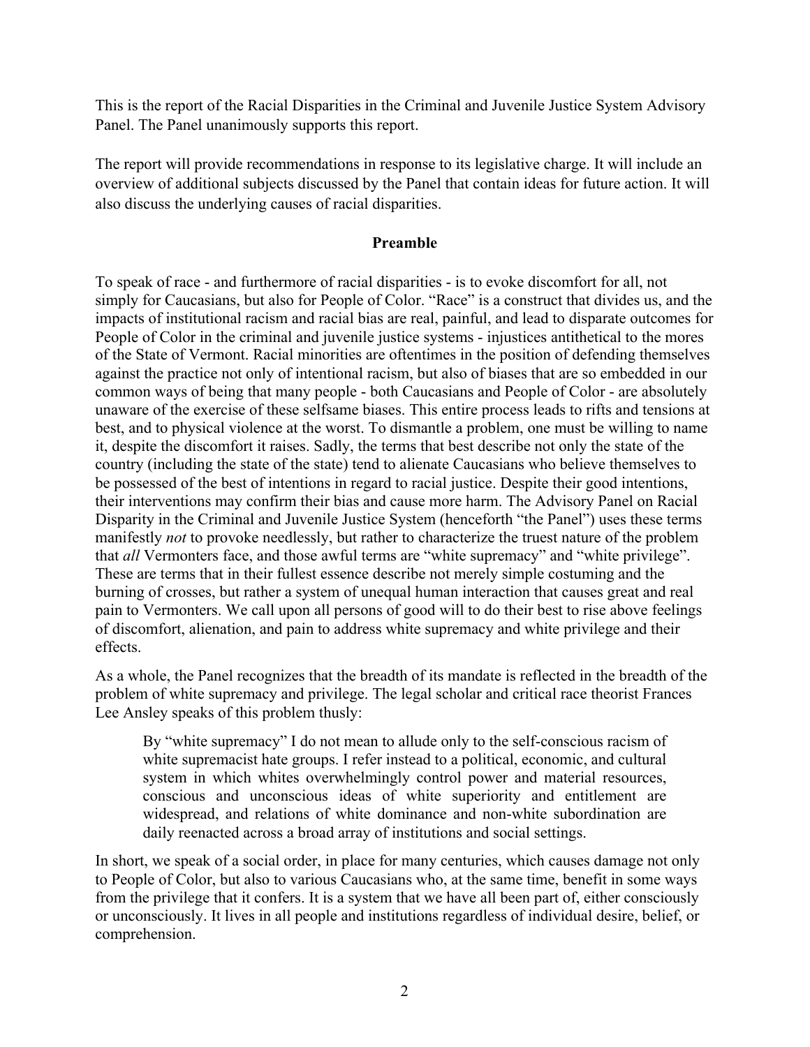This is the report of the Racial Disparities in the Criminal and Juvenile Justice System Advisory Panel. The Panel unanimously supports this report.

The report will provide recommendations in response to its legislative charge. It will include an overview of additional subjects discussed by the Panel that contain ideas for future action. It will also discuss the underlying causes of racial disparities.

## Preamble

To speak of race - and furthermore of racial disparities - is to evoke discomfort for all, not simply for Caucasians, but also for People of Color. "Race" is a construct that divides us, and the impacts of institutional racism and racial bias are real, painful, and lead to disparate outcomes for People of Color in the criminal and juvenile justice systems - injustices antithetical to the mores of the State of Vermont. Racial minorities are oftentimes in the position of defending themselves against the practice not only of intentional racism, but also of biases that are so embedded in our common ways of being that many people - both Caucasians and People of Color - are absolutely unaware of the exercise of these selfsame biases. This entire process leads to rifts and tensions at best, and to physical violence at the worst. To dismantle a problem, one must be willing to name it, despite the discomfort it raises. Sadly, the terms that best describe not only the state of the country (including the state of the state) tend to alienate Caucasians who believe themselves to be possessed of the best of intentions in regard to racial justice. Despite their good intentions, their interventions may confirm their bias and cause more harm. The Advisory Panel on Racial Disparity in the Criminal and Juvenile Justice System (henceforth "the Panel") uses these terms manifestly *not* to provoke needlessly, but rather to characterize the truest nature of the problem that *all* Vermonters face, and those awful terms are "white supremacy" and "white privilege". These are terms that in their fullest essence describe not merely simple costuming and the burning of crosses, but rather a system of unequal human interaction that causes great and real pain to Vermonters. We call upon all persons of good will to do their best to rise above feelings of discomfort, alienation, and pain to address white supremacy and white privilege and their effects.

As a whole, the Panel recognizes that the breadth of its mandate is reflected in the breadth of the problem of white supremacy and privilege. The legal scholar and critical race theorist Frances Lee Ansley speaks of this problem thusly:

> By "white supremacy" I do not mean to allude only to the self-conscious racism of white supremacist hate groups. I refer instead to a political, economic, and cultural system in which whites overwhelmingly control power and material resources, conscious and unconscious ideas of white superiority and entitlement are widespread, and relations of white dominance and non-white subordination are daily reenacted across a broad array of institutions and social settings.

In short, we speak of a social order, in place for many centuries, which causes damage not only to People of Color, but also to various Caucasians who, at the same time, benefit in some ways from the privilege that it confers. It is a system that we have all been part of, either consciously or unconsciously. It lives in all people and institutions regardless of individual desire, belief, or comprehension.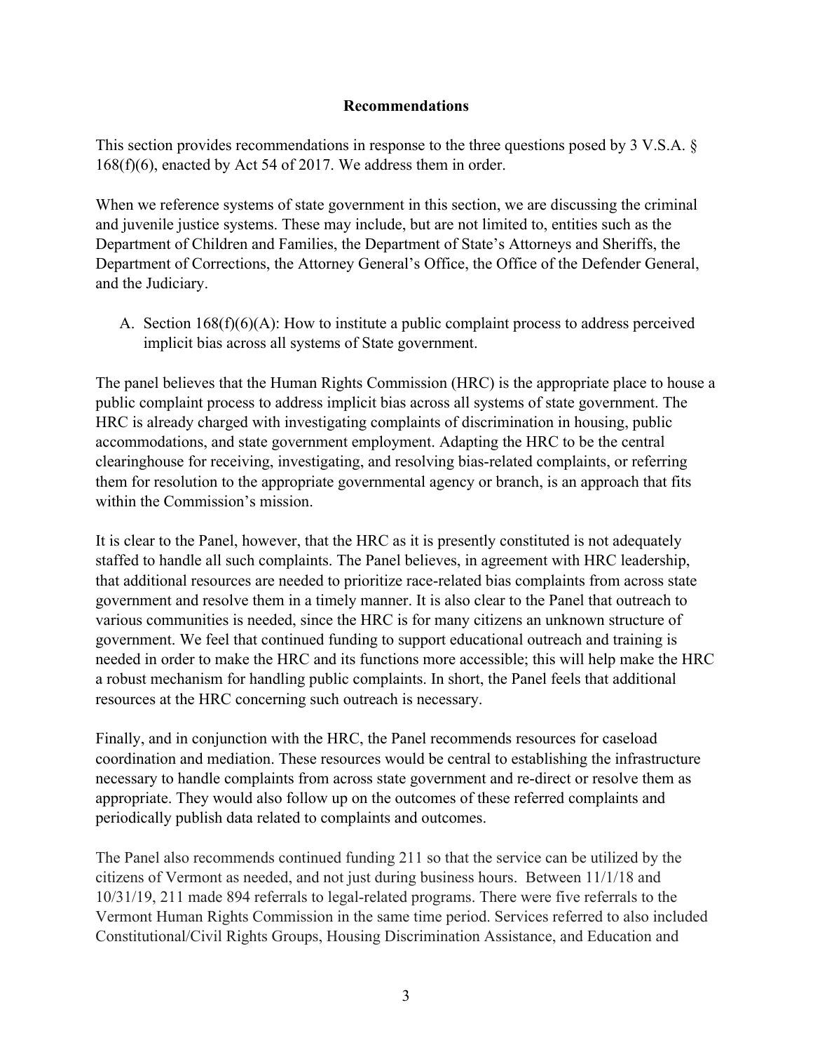## Recommendations

This section provides recommendations in response to the three questions posed by 3 V.S.A. § 168(f)(6), enacted by Act 54 of 2017. We address them in order.

When we reference systems of state government in this section, we are discussing the criminal and juvenile justice systems. These may include, but are not limited to, entities such as the Department of Children and Families, the Department of State's Attorneys and Sheriffs, the Department of Corrections, the Attorney General's Office, the Office of the Defender General, and the Judiciary.

A. Section 168(f)(6)(A): How to institute a public complaint process to address perceived implicit bias across all systems of State government.

The panel believes that the Human Rights Commission (HRC) is the appropriate place to house a public complaint process to address implicit bias across all systems of state government. The HRC is already charged with investigating complaints of discrimination in housing, public accommodations, and state government employment. Adapting the HRC to be the central clearinghouse for receiving, investigating, and resolving bias-related complaints, or referring them for resolution to the appropriate governmental agency or branch, is an approach that fits within the Commission's mission.

It is clear to the Panel, however, that the HRC as it is presently constituted is not adequately staffed to handle all such complaints. The Panel believes, in agreement with HRC leadership, that additional resources are needed to prioritize race-related bias complaints from across state government and resolve them in a timely manner. It is also clear to the Panel that outreach to various communities is needed, since the HRC is for many citizens an unknown structure of government. We feel that continued funding to support educational outreach and training is needed in order to make the HRC and its functions more accessible; this will help make the HRC a robust mechanism for handling public complaints. In short, the Panel feels that additional resources at the HRC concerning such outreach is necessary.

Finally, and in conjunction with the HRC, the Panel recommends resources for caseload coordination and mediation. These resources would be central to establishing the infrastructure necessary to handle complaints from across state government and re-direct or resolve them as appropriate. They would also follow up on the outcomes of these referred complaints and periodically publish data related to complaints and outcomes.

The Panel also recommends continued funding 211 so that the service can be utilized by the citizens of Vermont as needed, and not just during business hours. Between 11/1/18 and 10/31/19, 211 made 894 referrals to legal-related programs. There were five referrals to the Vermont Human Rights Commission in the same time period. Services referred to also included Constitutional/Civil Rights Groups, Housing Discrimination Assistance, and Education and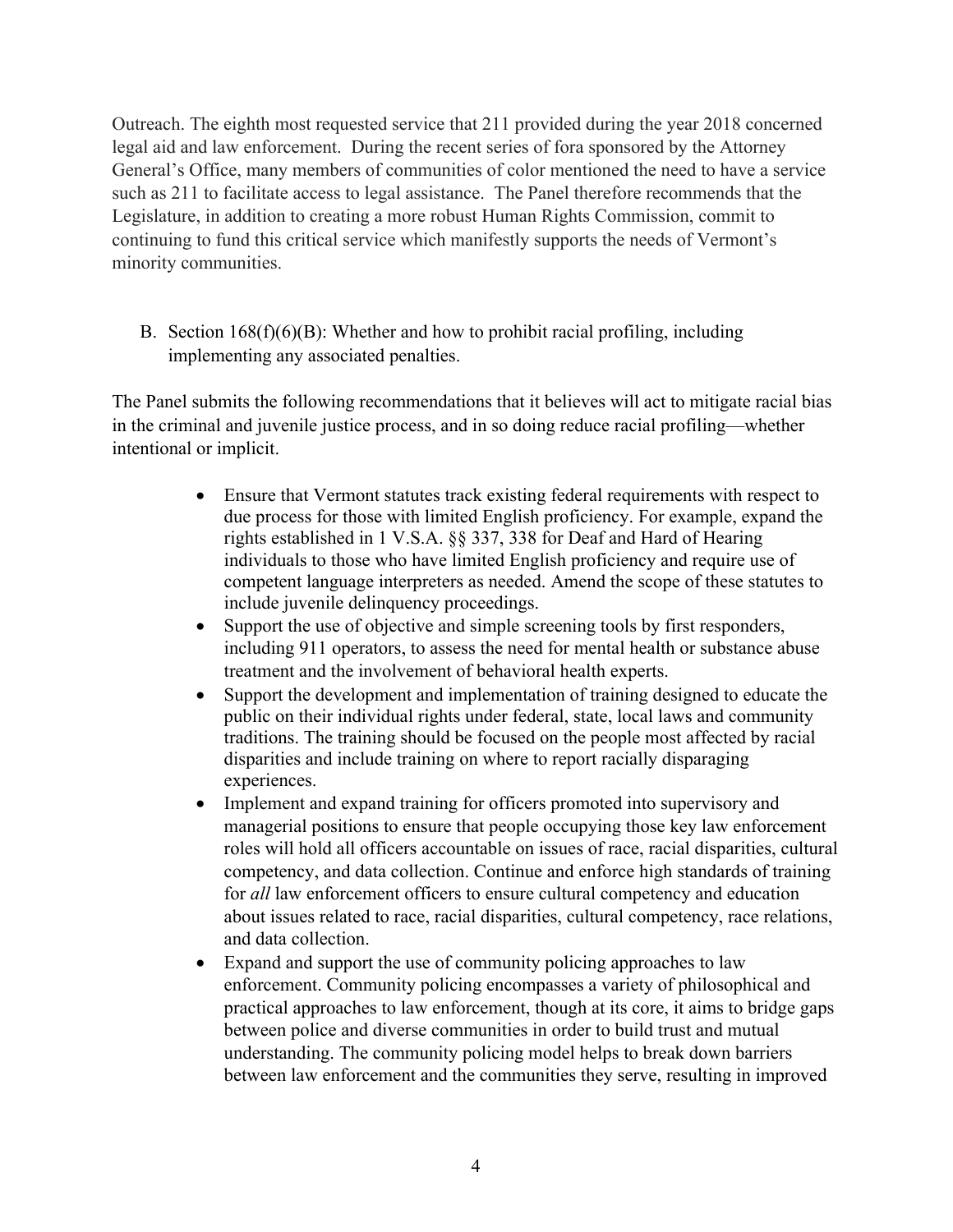Outreach. The eighth most requested service that 211 provided during the year 2018 concerned legal aid and law enforcement. During the recent series of fora sponsored by the Attorney General's Office, many members of communities of color mentioned the need to have a service such as 211 to facilitate access to legal assistance. The Panel therefore recommends that the Legislature, in addition to creating a more robust Human Rights Commission, commit to continuing to fund this critical service which manifestly supports the needs of Vermont's minority communities.

B. Section 168(f)(6)(B): Whether and how to prohibit racial profiling, including implementing any associated penalties.

The Panel submits the following recommendations that it believes will act to mitigate racial bias in the criminal and juvenile justice process, and in so doing reduce racial profiling—whether intentional or implicit.

- Ensure that Vermont statutes track existing federal requirements with respect to due process for those with limited English proficiency. For example, expand the rights established in 1 V.S.A. §§ 337, 338 for Deaf and Hard of Hearing individuals to those who have limited English proficiency and require use of competent language interpreters as needed. Amend the scope of these statutes to include juvenile delinquency proceedings.
- Support the use of objective and simple screening tools by first responders, including 911 operators, to assess the need for mental health or substance abuse treatment and the involvement of behavioral health experts.
- Support the development and implementation of training designed to educate the public on their individual rights under federal, state, local laws and community traditions. The training should be focused on the people most affected by racial disparities and include training on where to report racially disparaging experiences.
- Implement and expand training for officers promoted into supervisory and managerial positions to ensure that people occupying those key law enforcement roles will hold all officers accountable on issues of race, racial disparities, cultural competency, and data collection. Continue and enforce high standards of training for *all* law enforcement officers to ensure cultural competency and education about issues related to race, racial disparities, cultural competency, race relations, and data collection.
- Expand and support the use of community policing approaches to law enforcement. Community policing encompasses a variety of philosophical and practical approaches to law enforcement, though at its core, it aims to bridge gaps between police and diverse communities in order to build trust and mutual understanding. The community policing model helps to break down barriers between law enforcement and the communities they serve, resulting in improved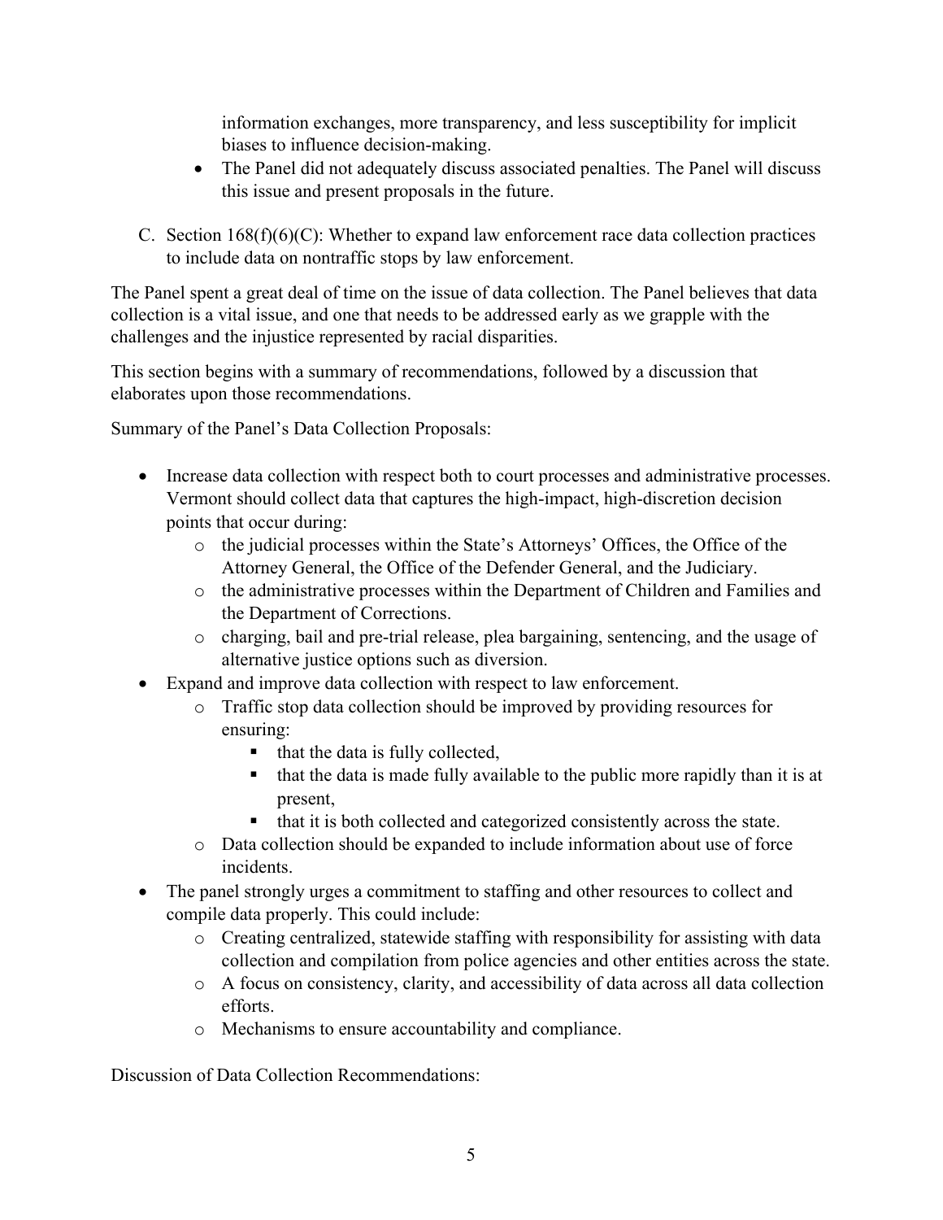information exchanges, more transparency, and less susceptibility for implicit biases to influence decision-making.

- The Panel did not adequately discuss associated penalties. The Panel will discuss this issue and present proposals in the future.

C. Section 168(f)(6)(C): Whether to expand law enforcement race data collection practices to include data on nontraffic stops by law enforcement.

The Panel spent a great deal of time on the issue of data collection. The Panel believes that data collection is a vital issue, and one that needs to be addressed early as we grapple with the challenges and the injustice represented by racial disparities.

This section begins with a summary of recommendations, followed by a discussion that elaborates upon those recommendations.

Summary of the Panel's Data Collection Proposals:

- Increase data collection with respect both to court processes and administrative processes. Vermont should collect data that captures the high-impact, high-discretion decision points that occur during:
  - the judicial processes within the State's Attorneys' Offices, the Office of the Attorney General, the Office of the Defender General, and the Judiciary.
  - the administrative processes within the Department of Children and Families and the Department of Corrections.
  - charging, bail and pre-trial release, plea bargaining, sentencing, and the usage of alternative justice options such as diversion.
- Expand and improve data collection with respect to law enforcement.
  - Traffic stop data collection should be improved by providing resources for ensuring:
    - that the data is fully collected,
    - that the data is made fully available to the public more rapidly than it is at present,
    - that it is both collected and categorized consistently across the state.
  - Data collection should be expanded to include information about use of force incidents.
- The panel strongly urges a commitment to staffing and other resources to collect and compile data properly. This could include:
  - Creating centralized, statewide staffing with responsibility for assisting with data collection and compilation from police agencies and other entities across the state.
  - A focus on consistency, clarity, and accessibility of data across all data collection efforts.
  - Mechanisms to ensure accountability and compliance.

Discussion of Data Collection Recommendations: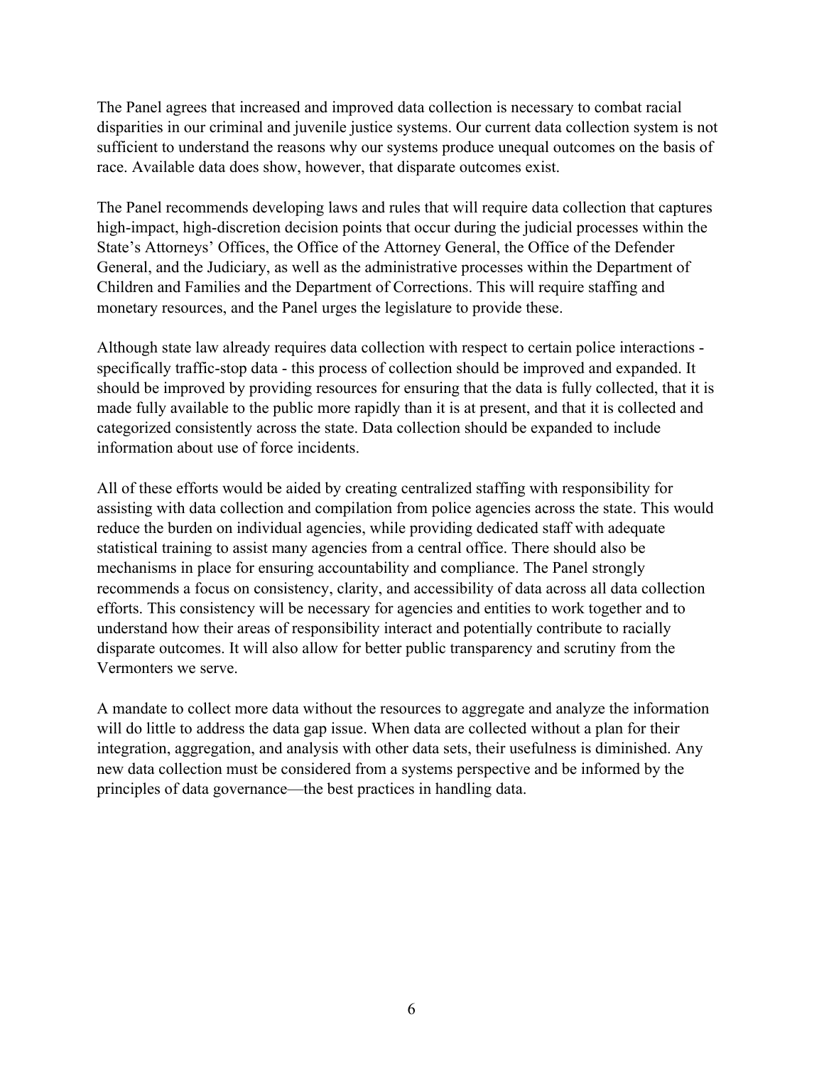The Panel agrees that increased and improved data collection is necessary to combat racial disparities in our criminal and juvenile justice systems. Our current data collection system is not sufficient to understand the reasons why our systems produce unequal outcomes on the basis of race. Available data does show, however, that disparate outcomes exist.

The Panel recommends developing laws and rules that will require data collection that captures high-impact, high-discretion decision points that occur during the judicial processes within the State's Attorneys' Offices, the Office of the Attorney General, the Office of the Defender General, and the Judiciary, as well as the administrative processes within the Department of Children and Families and the Department of Corrections. This will require staffing and monetary resources, and the Panel urges the legislature to provide these.

Although state law already requires data collection with respect to certain police interactions - specifically traffic-stop data - this process of collection should be improved and expanded. It should be improved by providing resources for ensuring that the data is fully collected, that it is made fully available to the public more rapidly than it is at present, and that it is collected and categorized consistently across the state. Data collection should be expanded to include information about use of force incidents.

All of these efforts would be aided by creating centralized staffing with responsibility for assisting with data collection and compilation from police agencies across the state. This would reduce the burden on individual agencies, while providing dedicated staff with adequate statistical training to assist many agencies from a central office. There should also be mechanisms in place for ensuring accountability and compliance. The Panel strongly recommends a focus on consistency, clarity, and accessibility of data across all data collection efforts. This consistency will be necessary for agencies and entities to work together and to understand how their areas of responsibility interact and potentially contribute to racially disparate outcomes. It will also allow for better public transparency and scrutiny from the Vermonters we serve.

A mandate to collect more data without the resources to aggregate and analyze the information will do little to address the data gap issue. When data are collected without a plan for their integration, aggregation, and analysis with other data sets, their usefulness is diminished. Any new data collection must be considered from a systems perspective and be informed by the principles of data governance—the best practices in handling data.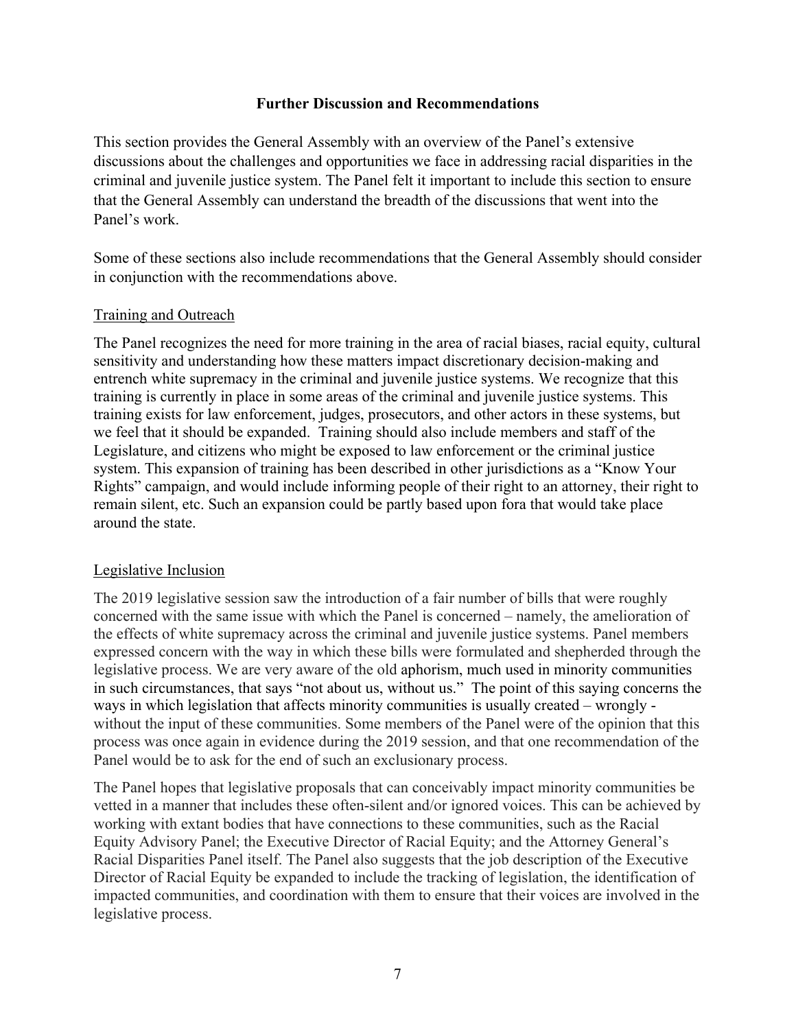## Further Discussion and Recommendations

This section provides the General Assembly with an overview of the Panel's extensive discussions about the challenges and opportunities we face in addressing racial disparities in the criminal and juvenile justice system. The Panel felt it important to include this section to ensure that the General Assembly can understand the breadth of the discussions that went into the Panel's work.

Some of these sections also include recommendations that the General Assembly should consider in conjunction with the recommendations above.

### Training and Outreach

The Panel recognizes the need for more training in the area of racial biases, racial equity, cultural sensitivity and understanding how these matters impact discretionary decision-making and entrench white supremacy in the criminal and juvenile justice systems. We recognize that this training is currently in place in some areas of the criminal and juvenile justice systems. This training exists for law enforcement, judges, prosecutors, and other actors in these systems, but we feel that it should be expanded. Training should also include members and staff of the Legislature, and citizens who might be exposed to law enforcement or the criminal justice system. This expansion of training has been described in other jurisdictions as a "Know Your Rights" campaign, and would include informing people of their right to an attorney, their right to remain silent, etc. Such an expansion could be partly based upon fora that would take place around the state.

### Legislative Inclusion

The 2019 legislative session saw the introduction of a fair number of bills that were roughly concerned with the same issue with which the Panel is concerned – namely, the amelioration of the effects of white supremacy across the criminal and juvenile justice systems. Panel members expressed concern with the way in which these bills were formulated and shepherded through the legislative process. We are very aware of the old aphorism, much used in minority communities in such circumstances, that says "not about us, without us." The point of this saying concerns the ways in which legislation that affects minority communities is usually created – wrongly - without the input of these communities. Some members of the Panel were of the opinion that this process was once again in evidence during the 2019 session, and that one recommendation of the Panel would be to ask for the end of such an exclusionary process.

The Panel hopes that legislative proposals that can conceivably impact minority communities be vetted in a manner that includes these often-silent and/or ignored voices. This can be achieved by working with extant bodies that have connections to these communities, such as the Racial Equity Advisory Panel; the Executive Director of Racial Equity; and the Attorney General's Racial Disparities Panel itself. The Panel also suggests that the job description of the Executive Director of Racial Equity be expanded to include the tracking of legislation, the identification of impacted communities, and coordination with them to ensure that their voices are involved in the legislative process.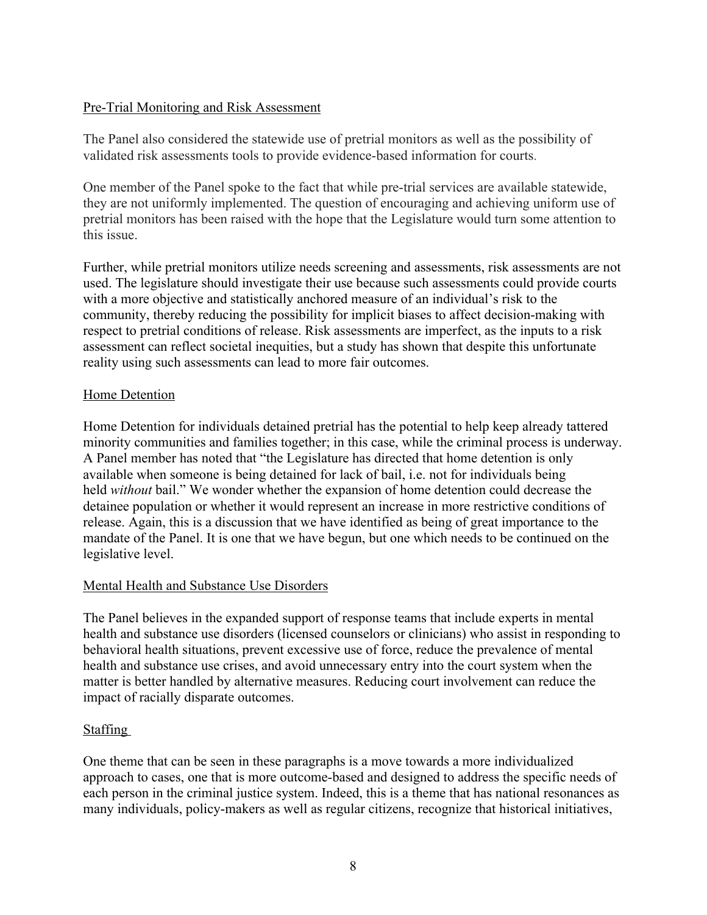## Pre-Trial Monitoring and Risk Assessment

The Panel also considered the statewide use of pretrial monitors as well as the possibility of validated risk assessments tools to provide evidence-based information for courts.

One member of the Panel spoke to the fact that while pre-trial services are available statewide, they are not uniformly implemented. The question of encouraging and achieving uniform use of pretrial monitors has been raised with the hope that the Legislature would turn some attention to this issue.

Further, while pretrial monitors utilize needs screening and assessments, risk assessments are not used. The legislature should investigate their use because such assessments could provide courts with a more objective and statistically anchored measure of an individual's risk to the community, thereby reducing the possibility for implicit biases to affect decision-making with respect to pretrial conditions of release. Risk assessments are imperfect, as the inputs to a risk assessment can reflect societal inequities, but a study has shown that despite this unfortunate reality using such assessments can lead to more fair outcomes.

## Home Detention

Home Detention for individuals detained pretrial has the potential to help keep already tattered minority communities and families together; in this case, while the criminal process is underway. A Panel member has noted that "the Legislature has directed that home detention is only available when someone is being detained for lack of bail, i.e. not for individuals being held *without* bail." We wonder whether the expansion of home detention could decrease the detainee population or whether it would represent an increase in more restrictive conditions of release. Again, this is a discussion that we have identified as being of great importance to the mandate of the Panel. It is one that we have begun, but one which needs to be continued on the legislative level.

## Mental Health and Substance Use Disorders

The Panel believes in the expanded support of response teams that include experts in mental health and substance use disorders (licensed counselors or clinicians) who assist in responding to behavioral health situations, prevent excessive use of force, reduce the prevalence of mental health and substance use crises, and avoid unnecessary entry into the court system when the matter is better handled by alternative measures. Reducing court involvement can reduce the impact of racially disparate outcomes.

## Staffing

One theme that can be seen in these paragraphs is a move towards a more individualized approach to cases, one that is more outcome-based and designed to address the specific needs of each person in the criminal justice system. Indeed, this is a theme that has national resonances as many individuals, policy-makers as well as regular citizens, recognize that historical initiatives,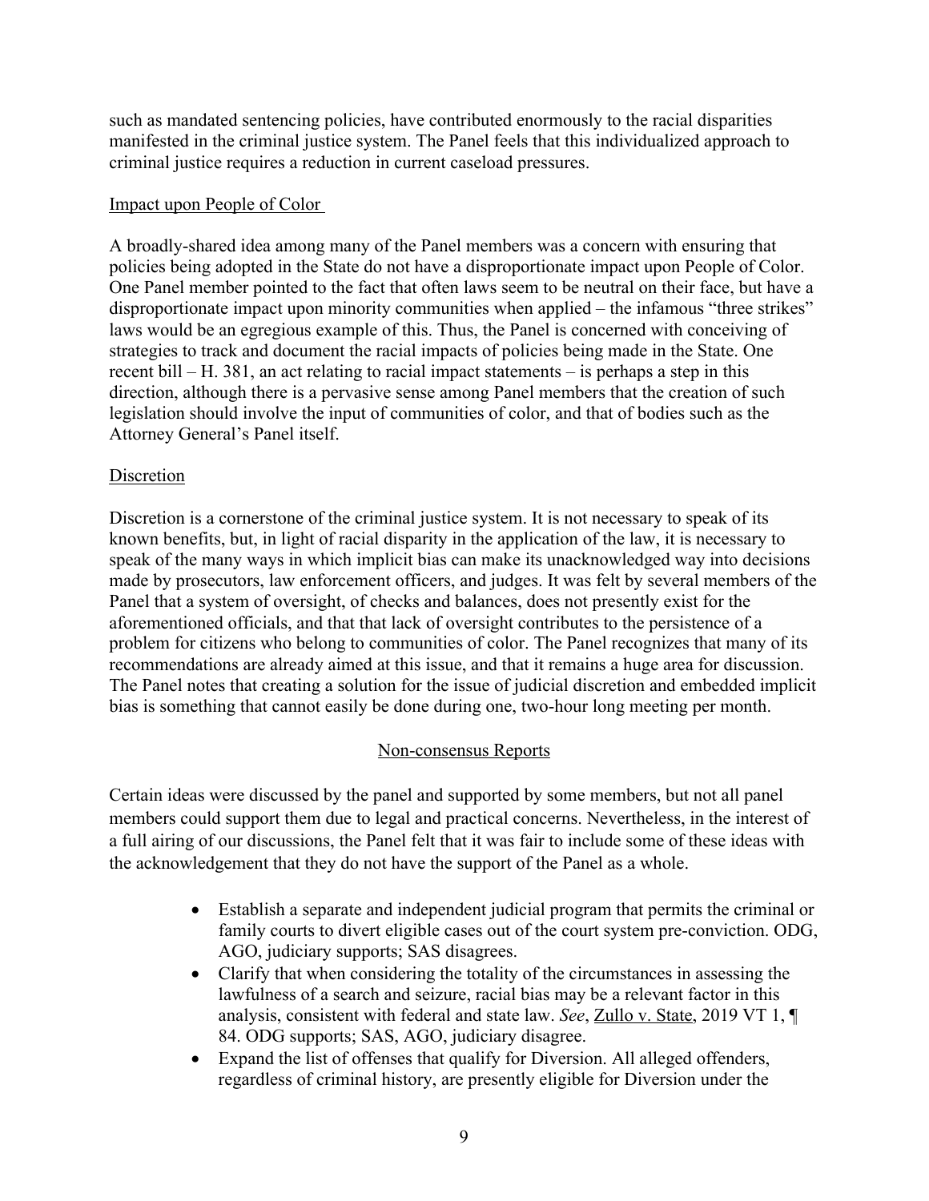such as mandated sentencing policies, have contributed enormously to the racial disparities manifested in the criminal justice system. The Panel feels that this individualized approach to criminal justice requires a reduction in current caseload pressures.

### Impact upon People of Color

A broadly-shared idea among many of the Panel members was a concern with ensuring that policies being adopted in the State do not have a disproportionate impact upon People of Color. One Panel member pointed to the fact that often laws seem to be neutral on their face, but have a disproportionate impact upon minority communities when applied – the infamous "three strikes" laws would be an egregious example of this. Thus, the Panel is concerned with conceiving of strategies to track and document the racial impacts of policies being made in the State. One recent bill – H. 381, an act relating to racial impact statements – is perhaps a step in this direction, although there is a pervasive sense among Panel members that the creation of such legislation should involve the input of communities of color, and that of bodies such as the Attorney General's Panel itself.

### Discretion

Discretion is a cornerstone of the criminal justice system. It is not necessary to speak of its known benefits, but, in light of racial disparity in the application of the law, it is necessary to speak of the many ways in which implicit bias can make its unacknowledged way into decisions made by prosecutors, law enforcement officers, and judges. It was felt by several members of the Panel that a system of oversight, of checks and balances, does not presently exist for the aforementioned officials, and that that lack of oversight contributes to the persistence of a problem for citizens who belong to communities of color. The Panel recognizes that many of its recommendations are already aimed at this issue, and that it remains a huge area for discussion. The Panel notes that creating a solution for the issue of judicial discretion and embedded implicit bias is something that cannot easily be done during one, two-hour long meeting per month.

## Non-consensus Reports

Certain ideas were discussed by the panel and supported by some members, but not all panel members could support them due to legal and practical concerns. Nevertheless, in the interest of a full airing of our discussions, the Panel felt that it was fair to include some of these ideas with the acknowledgement that they do not have the support of the Panel as a whole.

- Establish a separate and independent judicial program that permits the criminal or family courts to divert eligible cases out of the court system pre-conviction. ODG, AGO, judiciary supports; SAS disagrees.
- Clarify that when considering the totality of the circumstances in assessing the lawfulness of a search and seizure, racial bias may be a relevant factor in this analysis, consistent with federal and state law. *See*, Zullo v. State, 2019 VT 1, ¶ 84. ODG supports; SAS, AGO, judiciary disagree.
- Expand the list of offenses that qualify for Diversion. All alleged offenders, regardless of criminal history, are presently eligible for Diversion under the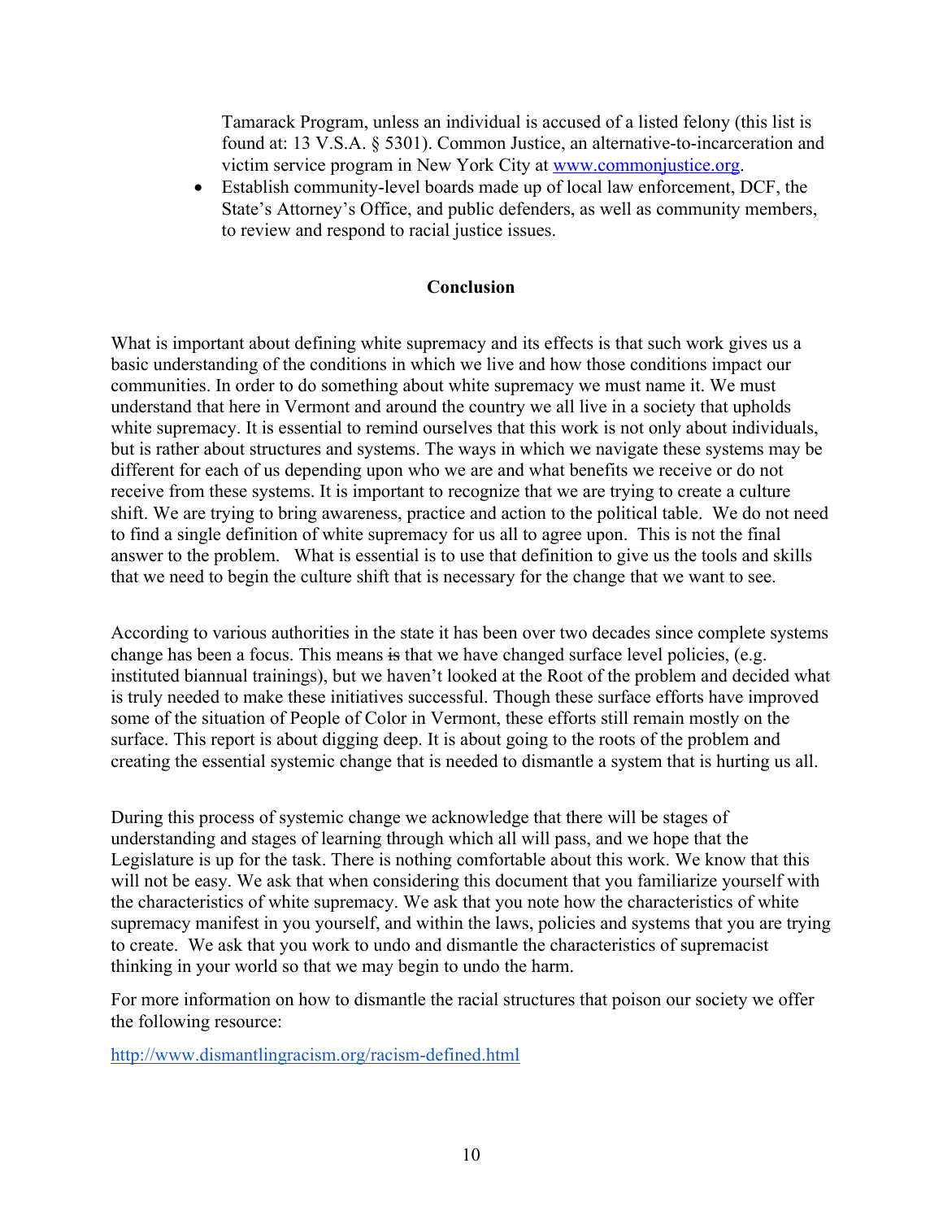Tamarack Program, unless an individual is accused of a listed felony (this list is found at: 13 V.S.A. § 5301). Common Justice, an alternative-to-incarceration and victim service program in New York City at [www.commonjustice.org](http://www.commonjustice.org).

- Establish community-level boards made up of local law enforcement, DCF, the State's Attorney's Office, and public defenders, as well as community members, to review and respond to racial justice issues.

**Conclusion**

What is important about defining white supremacy and its effects is that such work gives us a basic understanding of the conditions in which we live and how those conditions impact our communities. In order to do something about white supremacy we must name it. We must understand that here in Vermont and around the country we all live in a society that upholds white supremacy. It is essential to remind ourselves that this work is not only about individuals, but is rather about structures and systems. The ways in which we navigate these systems may be different for each of us depending upon who we are and what benefits we receive or do not receive from these systems. It is important to recognize that we are trying to create a culture shift. We are trying to bring awareness, practice and action to the political table. We do not need to find a single definition of white supremacy for us all to agree upon. This is not the final answer to the problem. What is essential is to use that definition to give us the tools and skills that we need to begin the culture shift that is necessary for the change that we want to see.

According to various authorities in the state it has been over two decades since complete systems change has been a focus. This means ~~is~~ that we have changed surface level policies, (e.g. instituted biannual trainings), but we haven't looked at the Root of the problem and decided what is truly needed to make these initiatives successful. Though these surface efforts have improved some of the situation of People of Color in Vermont, these efforts still remain mostly on the surface. This report is about digging deep. It is about going to the roots of the problem and creating the essential systemic change that is needed to dismantle a system that is hurting us all.

During this process of systemic change we acknowledge that there will be stages of understanding and stages of learning through which all will pass, and we hope that the Legislature is up for the task. There is nothing comfortable about this work. We know that this will not be easy. We ask that when considering this document that you familiarize yourself with the characteristics of white supremacy. We ask that you note how the characteristics of white supremacy manifest in you yourself, and within the laws, policies and systems that you are trying to create. We ask that you work to undo and dismantle the characteristics of supremacist thinking in your world so that we may begin to undo the harm.

For more information on how to dismantle the racial structures that poison our society we offer the following resource:

[http://www.dismantlingracism.org/racism-defined.html](http://www.dismantlingracism.org/racism-defined.html)